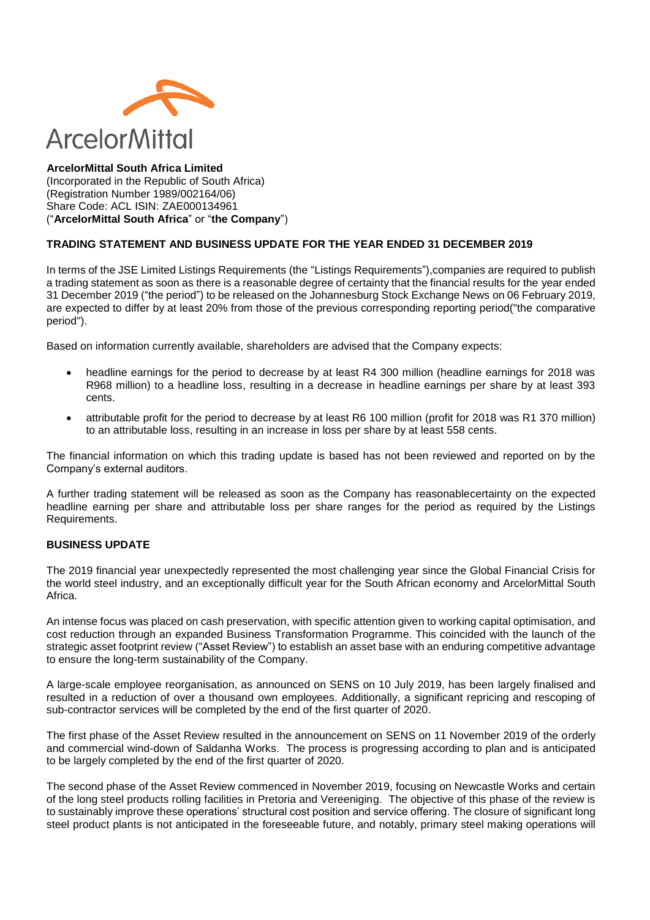ArcelorMittal

**ArcelorMittal South Africa Limited**
(Incorporated in the Republic of South Africa)
(Registration Number 1989/002164/06)
Share Code: ACL ISIN: ZAE000134961
("**ArcelorMittal South Africa**" or "**the Company**")

**TRADING STATEMENT AND BUSINESS UPDATE FOR THE YEAR ENDED 31 DECEMBER 2019**

In terms of the JSE Limited Listings Requirements (the "Listings Requirements"),companies are required to publish a trading statement as soon as there is a reasonable degree of certainty that the financial results for the year ended 31 December 2019 ("the period") to be released on the Johannesburg Stock Exchange News on 06 February 2019, are expected to differ by at least 20% from those of the previous corresponding reporting period("the comparative period").

Based on information currently available, shareholders are advised that the Company expects:

- headline earnings for the period to decrease by at least R4 300 million (headline earnings for 2018 was R968 million) to a headline loss, resulting in a decrease in headline earnings per share by at least 393 cents.
- attributable profit for the period to decrease by at least R6 100 million (profit for 2018 was R1 370 million) to an attributable loss, resulting in an increase in loss per share by at least 558 cents.

The financial information on which this trading update is based has not been reviewed and reported on by the Company's external auditors.

A further trading statement will be released as soon as the Company has reasonablecertainty on the expected headline earning per share and attributable loss per share ranges for the period as required by the Listings Requirements.

**BUSINESS UPDATE**

The 2019 financial year unexpectedly represented the most challenging year since the Global Financial Crisis for the world steel industry, and an exceptionally difficult year for the South African economy and ArcelorMittal South Africa.

An intense focus was placed on cash preservation, with specific attention given to working capital optimisation, and cost reduction through an expanded Business Transformation Programme. This coincided with the launch of the strategic asset footprint review ("Asset Review") to establish an asset base with an enduring competitive advantage to ensure the long-term sustainability of the Company.

A large-scale employee reorganisation, as announced on SENS on 10 July 2019, has been largely finalised and resulted in a reduction of over a thousand own employees. Additionally, a significant repricing and rescoping of sub-contractor services will be completed by the end of the first quarter of 2020.

The first phase of the Asset Review resulted in the announcement on SENS on 11 November 2019 of the orderly and commercial wind-down of Saldanha Works. The process is progressing according to plan and is anticipated to be largely completed by the end of the first quarter of 2020.

The second phase of the Asset Review commenced in November 2019, focusing on Newcastle Works and certain of the long steel products rolling facilities in Pretoria and Vereeniging. The objective of this phase of the review is to sustainably improve these operations' structural cost position and service offering. The closure of significant long steel product plants is not anticipated in the foreseeable future, and notably, primary steel making operations will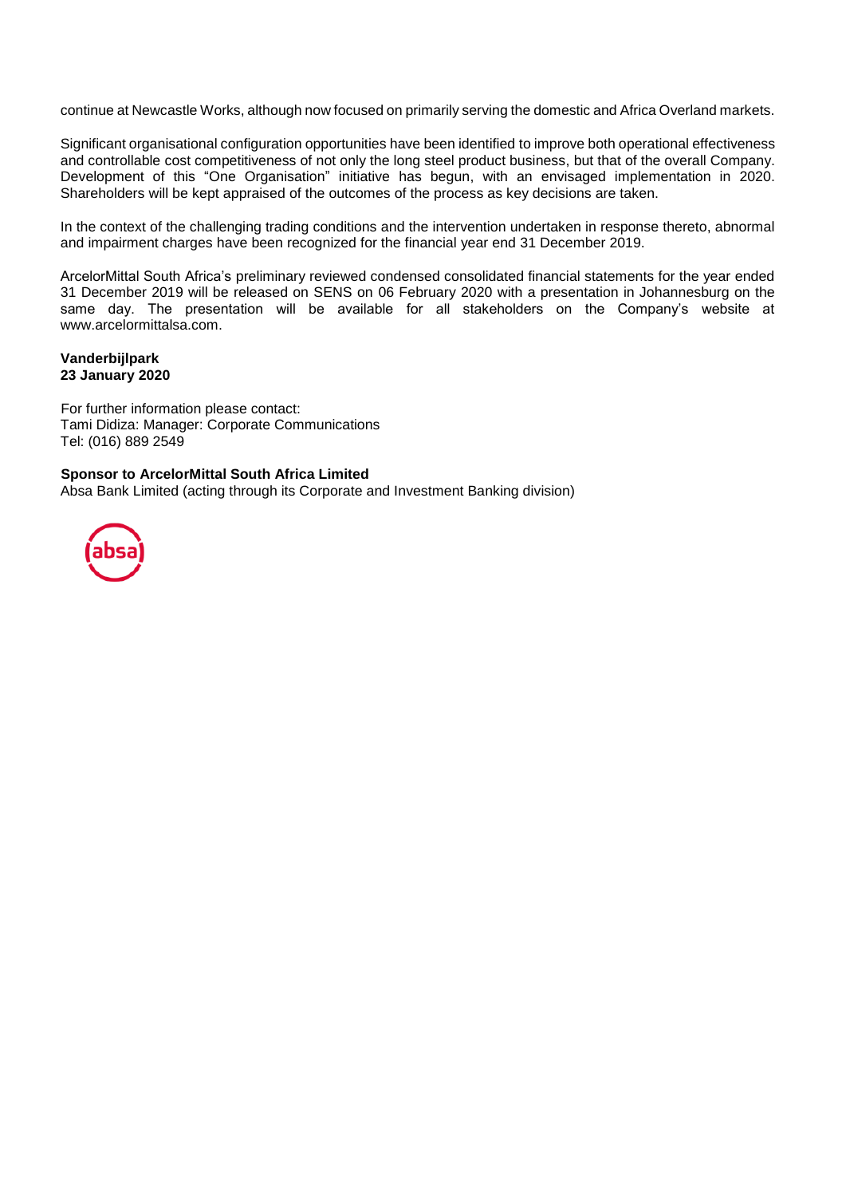continue at Newcastle Works, although now focused on primarily serving the domestic and Africa Overland markets.

Significant organisational configuration opportunities have been identified to improve both operational effectiveness and controllable cost competitiveness of not only the long steel product business, but that of the overall Company. Development of this "One Organisation" initiative has begun, with an envisaged implementation in 2020. Shareholders will be kept appraised of the outcomes of the process as key decisions are taken.

In the context of the challenging trading conditions and the intervention undertaken in response thereto, abnormal and impairment charges have been recognized for the financial year end 31 December 2019.

ArcelorMittal South Africa's preliminary reviewed condensed consolidated financial statements for the year ended 31 December 2019 will be released on SENS on 06 February 2020 with a presentation in Johannesburg on the same day. The presentation will be available for all stakeholders on the Company's website at www.arcelormittalsa.com.

**Vanderbijlpark**
**23 January 2020**

For further information please contact:
Tami Didiza: Manager: Corporate Communications
Tel: (016) 889 2549

**Sponsor to ArcelorMittal South Africa Limited**
Absa Bank Limited (acting through its Corporate and Investment Banking division)